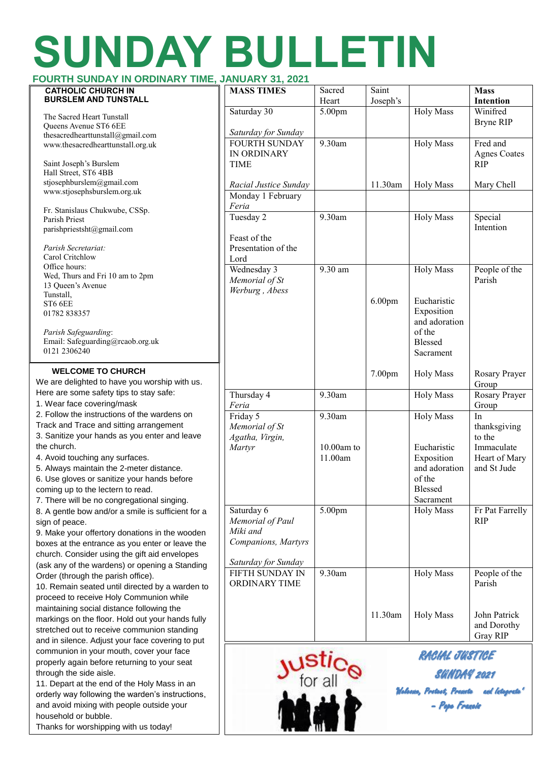# SUNDAY BULLETIN

**FOURTH SUNDAY IN ORDINARY TIME, JANUARY 31, 2021**

**CATHOLIC CHURCH IN BURSLEM AND TUNSTALL**

The Sacred Heart Tunstall
Queens Avenue ST6 6EE
thesacredhearttunstall@gmail.com
www.thesacredhearttunstall.org.uk

Saint Joseph's Burslem
Hall Street, ST6 4BB
stjosephburslem@gmail.com
www.stjosephsburslem.org.uk

Fr. Stanislaus Chukwube, CSSp.
Parish Priest
parishpriestsht@gmail.com

*Parish Secretariat:*
Carol Critchlow
Office hours:
Wed, Thurs and Fri 10 am to 2pm
13 Queen's Avenue
Tunstall,
ST6 6EE
01782 838357

*Parish Safeguarding*:
Email: Safeguarding@rcaob.org.uk
0121 2306240

**WELCOME TO CHURCH**

We are delighted to have you worship with us. Here are some safety tips to stay safe:

1. Wear face covering/mask
2. Follow the instructions of the wardens on Track and Trace and sitting arrangement
3. Sanitize your hands as you enter and leave the church.
4. Avoid touching any surfaces.
5. Always maintain the 2-meter distance.
6. Use gloves or sanitize your hands before coming up to the lectern to read.
7. There will be no congregational singing.
8. A gentle bow and/or a smile is sufficient for a sign of peace.
9. Make your offertory donations in the wooden boxes at the entrance as you enter or leave the church. Consider using the gift aid envelopes (ask any of the wardens) or opening a Standing Order (through the parish office).
10. Remain seated until directed by a warden to proceed to receive Holy Communion while maintaining social distance following the markings on the floor. Hold out your hands fully stretched out to receive communion standing and in silence. Adjust your face covering to put communion in your mouth, cover your face properly again before returning to your seat through the side aisle.
11. Depart at the end of the Holy Mass in an orderly way following the warden's instructions, and avoid mixing with people outside your household or bubble.

Thanks for worshipping with us today!

| **MASS TIMES** | Sacred Heart | Saint Joseph's | | **Mass Intention** |
|---|---|---|---|---|
| Saturday 30<br>*Saturday for Sunday* | 5.00pm | | Holy Mass | Winifred Bryne RIP |
| FOURTH SUNDAY IN ORDINARY TIME | 9.30am | | Holy Mass | Fred and Agnes Coates RIP |
| *Racial Justice Sunday* | | 11.30am | Holy Mass | Mary Chell |
| Monday 1 February<br>*Feria* | | | | |
| Tuesday 2<br>Feast of the Presentation of the Lord | 9.30am | | Holy Mass | Special Intention |
| Wednesday 3<br>*Memorial of St Werburg , Abess* | 9.30 am | | Holy Mass | People of the Parish |
| | | 6.00pm | Eucharistic Exposition and adoration of the Blessed Sacrament | |
| | | 7.00pm | Holy Mass | Rosary Prayer Group |
| Thursday 4<br>*Feria* | 9.30am | | Holy Mass | Rosary Prayer Group |
| Friday 5<br>*Memorial of St Agatha, Virgin, Martyr* | 9.30am | | Holy Mass | In thanksgiving to the Immaculate Heart of Mary and St Jude |
| | 10.00am to 11.00am | | Eucharistic Exposition and adoration of the Blessed Sacrament | |
| Saturday 6<br>*Memorial of Paul Miki and Companions, Martyrs*<br>*Saturday for Sunday* | 5.00pm | | Holy Mass | Fr Pat Farrelly RIP |
| FIFTH SUNDAY IN ORDINARY TIME | 9.30am | | Holy Mass | People of the Parish |
| | | 11.30am | Holy Mass | John Patrick and Dorothy Gray RIP |

Justice for all

RACIAL JUSTICE SUNDAY 2021

'Welcome, Protect, Promote and Integrate' – Pope Francis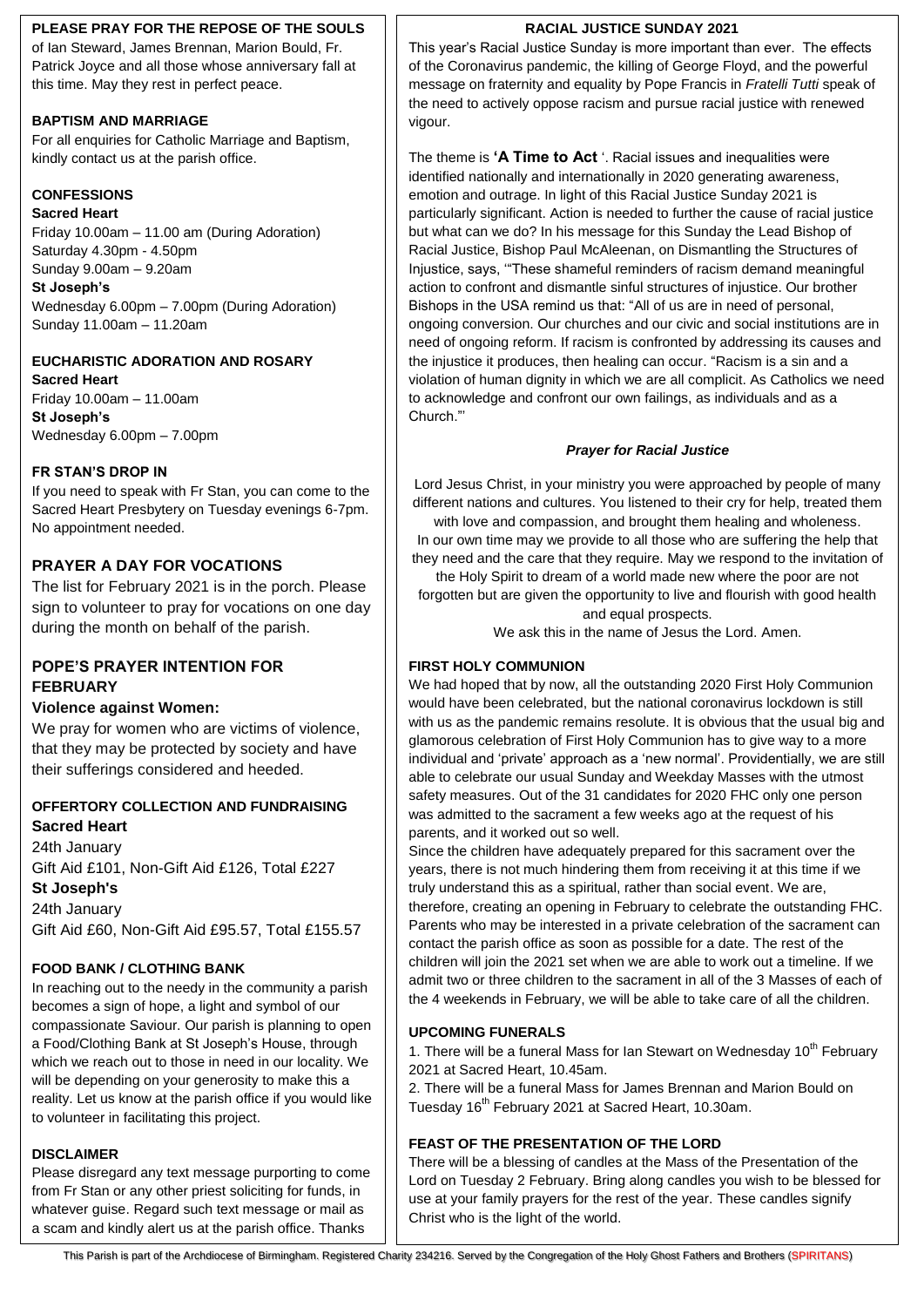**PLEASE PRAY FOR THE REPOSE OF THE SOULS**

of Ian Steward, James Brennan, Marion Bould, Fr. Patrick Joyce and all those whose anniversary fall at this time. May they rest in perfect peace.

**BAPTISM AND MARRIAGE**

For all enquiries for Catholic Marriage and Baptism, kindly contact us at the parish office.

**CONFESSIONS**

**Sacred Heart**

Friday 10.00am – 11.00 am (During Adoration)
Saturday 4.30pm - 4.50pm
Sunday 9.00am – 9.20am

**St Joseph's**

Wednesday 6.00pm – 7.00pm (During Adoration)
Sunday 11.00am – 11.20am

**EUCHARISTIC ADORATION AND ROSARY**

**Sacred Heart**

Friday 10.00am – 11.00am

**St Joseph's**

Wednesday 6.00pm – 7.00pm

**FR STAN'S DROP IN**

If you need to speak with Fr Stan, you can come to the Sacred Heart Presbytery on Tuesday evenings 6-7pm. No appointment needed.

## PRAYER A DAY FOR VOCATIONS

The list for February 2021 is in the porch. Please sign to volunteer to pray for vocations on one day during the month on behalf of the parish.

## POPE'S PRAYER INTENTION FOR FEBRUARY

**Violence against Women:**

We pray for women who are victims of violence, that they may be protected by society and have their sufferings considered and heeded.

**OFFERTORY COLLECTION AND FUNDRAISING**

**Sacred Heart**

24th January
Gift Aid £101, Non-Gift Aid £126, Total £227

**St Joseph's**

24th January
Gift Aid £60, Non-Gift Aid £95.57, Total £155.57

**FOOD BANK / CLOTHING BANK**

In reaching out to the needy in the community a parish becomes a sign of hope, a light and symbol of our compassionate Saviour. Our parish is planning to open a Food/Clothing Bank at St Joseph's House, through which we reach out to those in need in our locality. We will be depending on your generosity to make this a reality. Let us know at the parish office if you would like to volunteer in facilitating this project.

**DISCLAIMER**

Please disregard any text message purporting to come from Fr Stan or any other priest soliciting for funds, in whatever guise. Regard such text message or mail as a scam and kindly alert us at the parish office. Thanks

**RACIAL JUSTICE SUNDAY 2021**

This year's Racial Justice Sunday is more important than ever. The effects of the Coronavirus pandemic, the killing of George Floyd, and the powerful message on fraternity and equality by Pope Francis in *Fratelli Tutti* speak of the need to actively oppose racism and pursue racial justice with renewed vigour.

The theme is **'A Time to Act** '. Racial issues and inequalities were identified nationally and internationally in 2020 generating awareness, emotion and outrage. In light of this Racial Justice Sunday 2021 is particularly significant. Action is needed to further the cause of racial justice but what can we do? In his message for this Sunday the Lead Bishop of Racial Justice, Bishop Paul McAleenan, on Dismantling the Structures of Injustice, says, '"These shameful reminders of racism demand meaningful action to confront and dismantle sinful structures of injustice. Our brother Bishops in the USA remind us that: "All of us are in need of personal, ongoing conversion. Our churches and our civic and social institutions are in need of ongoing reform. If racism is confronted by addressing its causes and the injustice it produces, then healing can occur. "Racism is a sin and a violation of human dignity in which we are all complicit. As Catholics we need to acknowledge and confront our own failings, as individuals and as a Church."'

***Prayer for Racial Justice***

Lord Jesus Christ, in your ministry you were approached by people of many different nations and cultures. You listened to their cry for help, treated them with love and compassion, and brought them healing and wholeness. In our own time may we provide to all those who are suffering the help that they need and the care that they require. May we respond to the invitation of the Holy Spirit to dream of a world made new where the poor are not forgotten but are given the opportunity to live and flourish with good health and equal prospects.
We ask this in the name of Jesus the Lord. Amen.

**FIRST HOLY COMMUNION**

We had hoped that by now, all the outstanding 2020 First Holy Communion would have been celebrated, but the national coronavirus lockdown is still with us as the pandemic remains resolute. It is obvious that the usual big and glamorous celebration of First Holy Communion has to give way to a more individual and 'private' approach as a 'new normal'. Providentially, we are still able to celebrate our usual Sunday and Weekday Masses with the utmost safety measures. Out of the 31 candidates for 2020 FHC only one person was admitted to the sacrament a few weeks ago at the request of his parents, and it worked out so well.

Since the children have adequately prepared for this sacrament over the years, there is not much hindering them from receiving it at this time if we truly understand this as a spiritual, rather than social event. We are, therefore, creating an opening in February to celebrate the outstanding FHC. Parents who may be interested in a private celebration of the sacrament can contact the parish office as soon as possible for a date. The rest of the children will join the 2021 set when we are able to work out a timeline. If we admit two or three children to the sacrament in all of the 3 Masses of each of the 4 weekends in February, we will be able to take care of all the children.

**UPCOMING FUNERALS**

1. There will be a funeral Mass for Ian Stewart on Wednesday 10th February 2021 at Sacred Heart, 10.45am.
2. There will be a funeral Mass for James Brennan and Marion Bould on Tuesday 16th February 2021 at Sacred Heart, 10.30am.

**FEAST OF THE PRESENTATION OF THE LORD**

There will be a blessing of candles at the Mass of the Presentation of the Lord on Tuesday 2 February. Bring along candles you wish to be blessed for use at your family prayers for the rest of the year. These candles signify Christ who is the light of the world.

This Parish is part of the Archdiocese of Birmingham. Registered Charity 234216. Served by the Congregation of the Holy Ghost Fathers and Brothers (SPIRITANS)